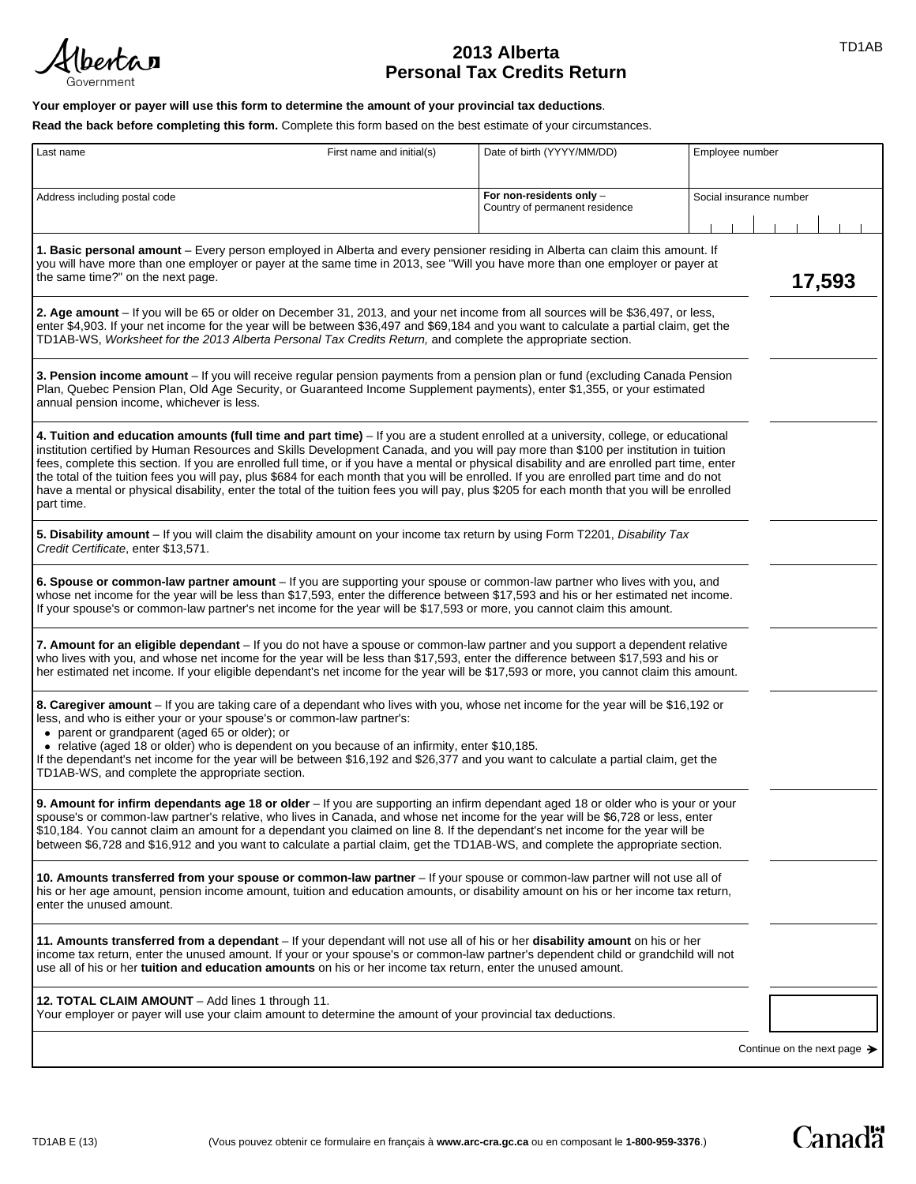TD1AB

# 2013 Alberta Personal Tax Credits Return

**Your employer or payer will use this form to determine the amount of your provincial tax deductions**.

**Read the back before completing this form.** Complete this form based on the best estimate of your circumstances.

| Last name | First name and initial(s) | Date of birth (YYYY/MM/DD) | Employee number |
|---|---|---|---|
| Address including postal code | | **For non-residents only** – Country of permanent residence | Social insurance number |

| | |
|---|---|
| **1. Basic personal amount** – Every person employed in Alberta and every pensioner residing in Alberta can claim this amount. If you will have more than one employer or payer at the same time in 2013, see "Will you have more than one employer or payer at the same time?" on the next page. | **17,593** |
| **2. Age amount** – If you will be 65 or older on December 31, 2013, and your net income from all sources will be $36,497, or less, enter $4,903. If your net income for the year will be between $36,497 and $69,184 and you want to calculate a partial claim, get the TD1AB-WS, *Worksheet for the 2013 Alberta Personal Tax Credits Return,* and complete the appropriate section. | |
| **3. Pension income amount** – If you will receive regular pension payments from a pension plan or fund (excluding Canada Pension Plan, Quebec Pension Plan, Old Age Security, or Guaranteed Income Supplement payments), enter $1,355, or your estimated annual pension income, whichever is less. | |
| **4. Tuition and education amounts (full time and part time)** – If you are a student enrolled at a university, college, or educational institution certified by Human Resources and Skills Development Canada, and you will pay more than $100 per institution in tuition fees, complete this section. If you are enrolled full time, or if you have a mental or physical disability and are enrolled part time, enter the total of the tuition fees you will pay, plus $684 for each month that you will be enrolled. If you are enrolled part time and do not have a mental or physical disability, enter the total of the tuition fees you will pay, plus $205 for each month that you will be enrolled part time. | |
| **5. Disability amount** – If you will claim the disability amount on your income tax return by using Form T2201, *Disability Tax Credit Certificate*, enter $13,571. | |
| **6. Spouse or common-law partner amount** – If you are supporting your spouse or common-law partner who lives with you, and whose net income for the year will be less than $17,593, enter the difference between $17,593 and his or her estimated net income. If your spouse's or common-law partner's net income for the year will be $17,593 or more, you cannot claim this amount. | |
| **7. Amount for an eligible dependant** – If you do not have a spouse or common-law partner and you support a dependent relative who lives with you, and whose net income for the year will be less than $17,593, enter the difference between $17,593 and his or her estimated net income. If your eligible dependant's net income for the year will be $17,593 or more, you cannot claim this amount. | |
| **8. Caregiver amount** – If you are taking care of a dependant who lives with you, whose net income for the year will be $16,192 or less, and who is either your or your spouse's or common-law partner's:<br>• parent or grandparent (aged 65 or older); or<br>• relative (aged 18 or older) who is dependent on you because of an infirmity, enter $10,185.<br>If the dependant's net income for the year will be between $16,192 and $26,377 and you want to calculate a partial claim, get the TD1AB-WS, and complete the appropriate section. | |
| **9. Amount for infirm dependants age 18 or older** – If you are supporting an infirm dependant aged 18 or older who is your or your spouse's or common-law partner's relative, who lives in Canada, and whose net income for the year will be $6,728 or less, enter $10,184. You cannot claim an amount for a dependant you claimed on line 8. If the dependant's net income for the year will be between $6,728 and $16,912 and you want to calculate a partial claim, get the TD1AB-WS, and complete the appropriate section. | |
| **10. Amounts transferred from your spouse or common-law partner** – If your spouse or common-law partner will not use all of his or her age amount, pension income amount, tuition and education amounts, or disability amount on his or her income tax return, enter the unused amount. | |
| **11. Amounts transferred from a dependant** – If your dependant will not use all of his or her **disability amount** on his or her income tax return, enter the unused amount. If your or your spouse's or common-law partner's dependent child or grandchild will not use all of his or her **tuition and education amounts** on his or her income tax return, enter the unused amount. | |
| **12. TOTAL CLAIM AMOUNT** – Add lines 1 through 11.<br>Your employer or payer will use your claim amount to determine the amount of your provincial tax deductions. | |

Continue on the next page ➔

TD1AB E (13)

(Vous pouvez obtenir ce formulaire en français à **www.arc-cra.gc.ca** ou en composant le **1-800-959-3376**.)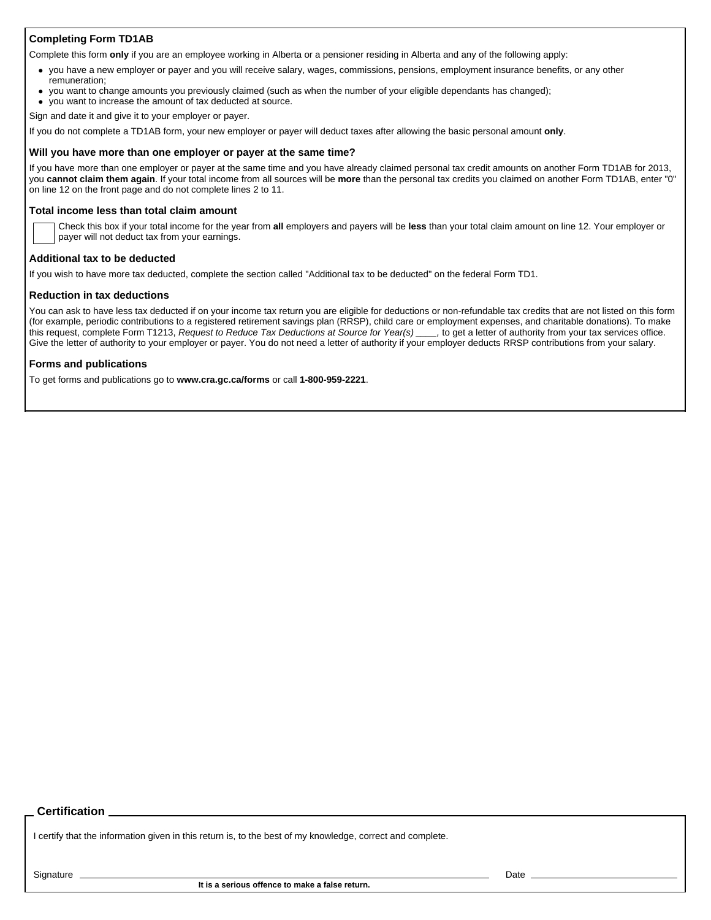### Completing Form TD1AB

Complete this form **only** if you are an employee working in Alberta or a pensioner residing in Alberta and any of the following apply:

- you have a new employer or payer and you will receive salary, wages, commissions, pensions, employment insurance benefits, or any other remuneration;
- you want to change amounts you previously claimed (such as when the number of your eligible dependants has changed);
- you want to increase the amount of tax deducted at source.

Sign and date it and give it to your employer or payer.

If you do not complete a TD1AB form, your new employer or payer will deduct taxes after allowing the basic personal amount **only**.

### Will you have more than one employer or payer at the same time?

If you have more than one employer or payer at the same time and you have already claimed personal tax credit amounts on another Form TD1AB for 2013, you **cannot claim them again**. If your total income from all sources will be **more** than the personal tax credits you claimed on another Form TD1AB, enter "0" on line 12 on the front page and do not complete lines 2 to 11.

### Total income less than total claim amount

☐ Check this box if your total income for the year from **all** employers and payers will be **less** than your total claim amount on line 12. Your employer or payer will not deduct tax from your earnings.

### Additional tax to be deducted

If you wish to have more tax deducted, complete the section called "Additional tax to be deducted" on the federal Form TD1.

### Reduction in tax deductions

You can ask to have less tax deducted if on your income tax return you are eligible for deductions or non-refundable tax credits that are not listed on this form (for example, periodic contributions to a registered retirement savings plan (RRSP), child care or employment expenses, and charitable donations). To make this request, complete Form T1213, *Request to Reduce Tax Deductions at Source for Year(s) ____*, to get a letter of authority from your tax services office. Give the letter of authority to your employer or payer. You do not need a letter of authority if your employer deducts RRSP contributions from your salary.

### Forms and publications

To get forms and publications go to **www.cra.gc.ca/forms** or call **1-800-959-2221**.

### Certification

I certify that the information given in this return is, to the best of my knowledge, correct and complete.

Signature ______________________________ Date ______________

**It is a serious offence to make a false return.**